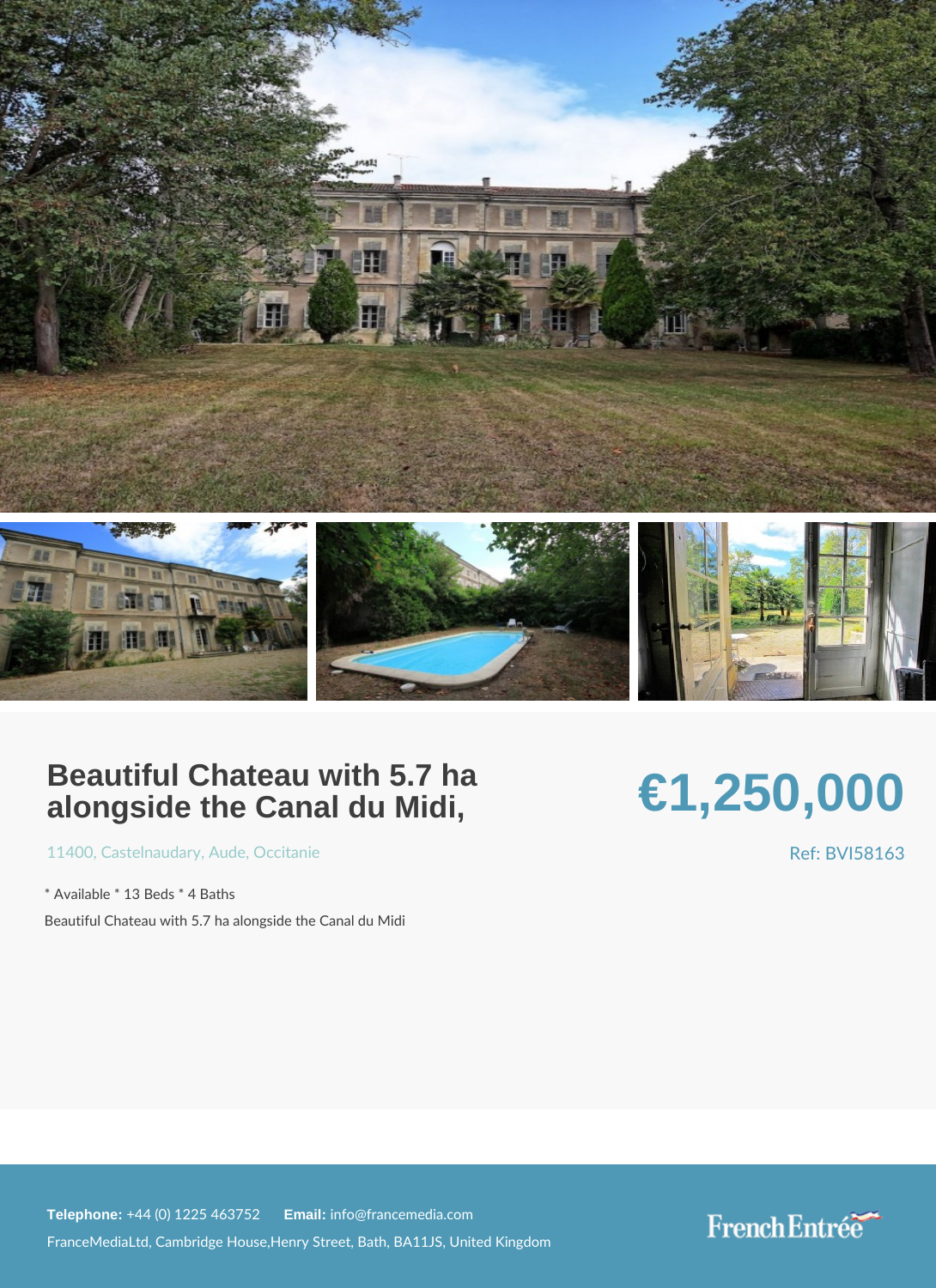# Beautiful Chateau with 5.7 ha alongside the Canal du Midi,

**€1,250,000**

11400, Castelnaudary, Aude, Occitanie

Ref: BVI58163

* Available * 13 Beds * 4 Baths

Beautiful Chateau with 5.7 ha alongside the Canal du Midi

**Telephone:** +44 (0) 1225 463752 **Email:** info@francemedia.com

FranceMediaLtd, Cambridge House,Henry Street, Bath, BA11JS, United Kingdom

French Entrée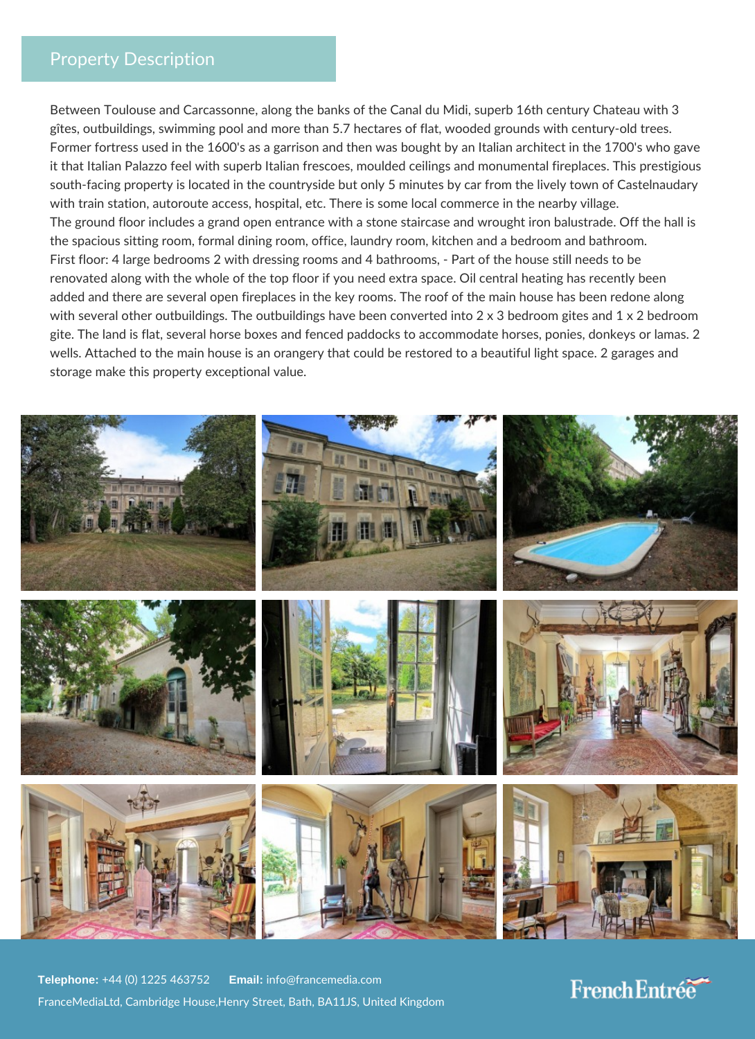## Property Description

Between Toulouse and Carcassonne, along the banks of the Canal du Midi, superb 16th century Chateau with 3 gîtes, outbuildings, swimming pool and more than 5.7 hectares of flat, wooded grounds with century-old trees. Former fortress used in the 1600's as a garrison and then was bought by an Italian architect in the 1700's who gave it that Italian Palazzo feel with superb Italian frescoes, moulded ceilings and monumental fireplaces. This prestigious south-facing property is located in the countryside but only 5 minutes by car from the lively town of Castelnaudary with train station, autoroute access, hospital, etc. There is some local commerce in the nearby village.
The ground floor includes a grand open entrance with a stone staircase and wrought iron balustrade. Off the hall is the spacious sitting room, formal dining room, office, laundry room, kitchen and a bedroom and bathroom.
First floor: 4 large bedrooms 2 with dressing rooms and 4 bathrooms, - Part of the house still needs to be renovated along with the whole of the top floor if you need extra space. Oil central heating has recently been added and there are several open fireplaces in the key rooms. The roof of the main house has been redone along with several other outbuildings. The outbuildings have been converted into 2 x 3 bedroom gites and 1 x 2 bedroom gite. The land is flat, several horse boxes and fenced paddocks to accommodate horses, ponies, donkeys or lamas. 2 wells. Attached to the main house is an orangery that could be restored to a beautiful light space. 2 garages and storage make this property exceptional value.

**Telephone:** +44 (0) 1225 463752 **Email:** info@francemedia.com
FranceMediaLtd, Cambridge House,Henry Street, Bath, BA11JS, United Kingdom

FrenchEntrée